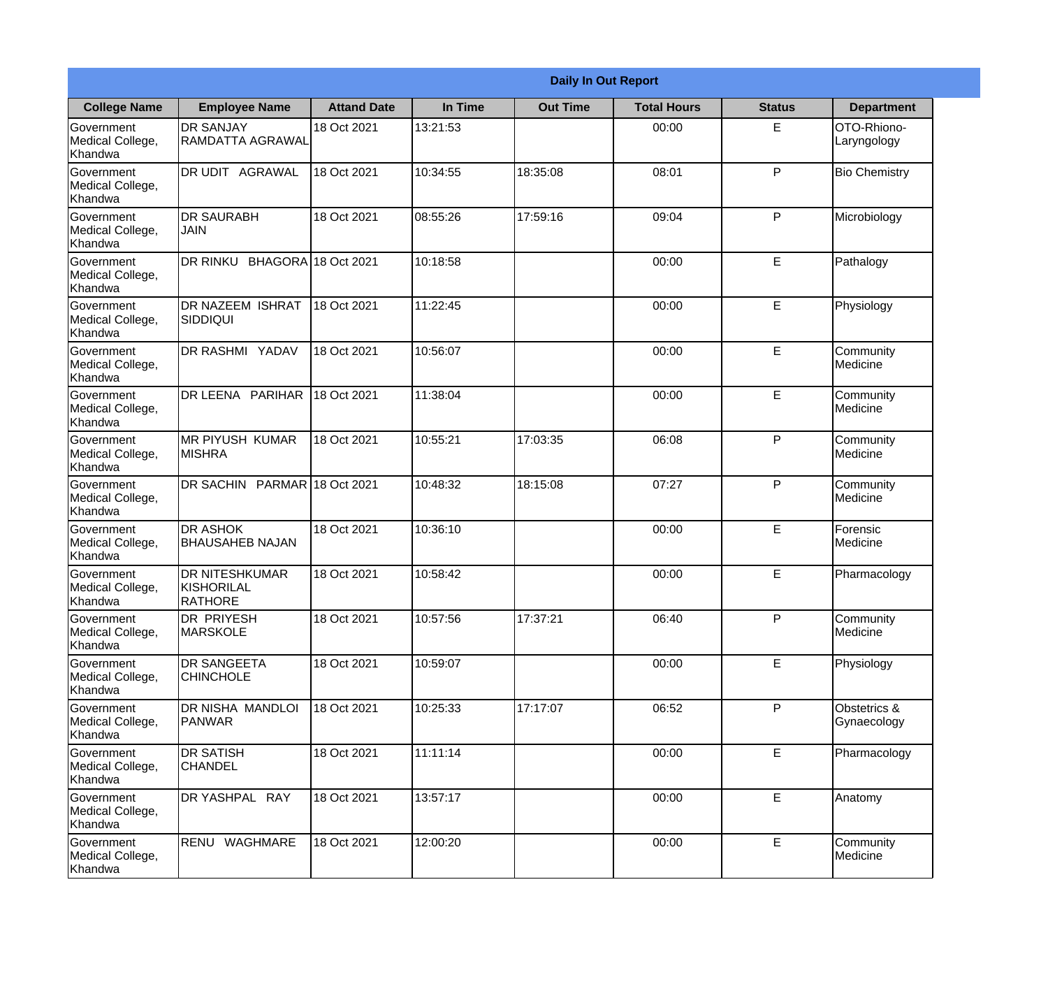**Daily In Out Report**

| College Name | Employee Name | Attand Date | In Time | Out Time | Total Hours | Status | Department |
|---|---|---|---|---|---|---|---|
| Government Medical College, Khandwa | DR SANJAY RAMDATTA AGRAWAL | 18 Oct 2021 | 13:21:53 | | 00:00 | E | OTO-Rhiono-Laryngology |
| Government Medical College, Khandwa | DR UDIT AGRAWAL | 18 Oct 2021 | 10:34:55 | 18:35:08 | 08:01 | P | Bio Chemistry |
| Government Medical College, Khandwa | DR SAURABH JAIN | 18 Oct 2021 | 08:55:26 | 17:59:16 | 09:04 | P | Microbiology |
| Government Medical College, Khandwa | DR RINKU BHAGORA | 18 Oct 2021 | 10:18:58 | | 00:00 | E | Pathalogy |
| Government Medical College, Khandwa | DR NAZEEM ISHRAT SIDDIQUI | 18 Oct 2021 | 11:22:45 | | 00:00 | E | Physiology |
| Government Medical College, Khandwa | DR RASHMI YADAV | 18 Oct 2021 | 10:56:07 | | 00:00 | E | Community Medicine |
| Government Medical College, Khandwa | DR LEENA PARIHAR | 18 Oct 2021 | 11:38:04 | | 00:00 | E | Community Medicine |
| Government Medical College, Khandwa | MR PIYUSH KUMAR MISHRA | 18 Oct 2021 | 10:55:21 | 17:03:35 | 06:08 | P | Community Medicine |
| Government Medical College, Khandwa | DR SACHIN PARMAR | 18 Oct 2021 | 10:48:32 | 18:15:08 | 07:27 | P | Community Medicine |
| Government Medical College, Khandwa | DR ASHOK BHAUSAHEB NAJAN | 18 Oct 2021 | 10:36:10 | | 00:00 | E | Forensic Medicine |
| Government Medical College, Khandwa | DR NITESHKUMAR KISHORILAL RATHORE | 18 Oct 2021 | 10:58:42 | | 00:00 | E | Pharmacology |
| Government Medical College, Khandwa | DR PRIYESH MARSKOLE | 18 Oct 2021 | 10:57:56 | 17:37:21 | 06:40 | P | Community Medicine |
| Government Medical College, Khandwa | DR SANGEETA CHINCHOLE | 18 Oct 2021 | 10:59:07 | | 00:00 | E | Physiology |
| Government Medical College, Khandwa | DR NISHA MANDLOI PANWAR | 18 Oct 2021 | 10:25:33 | 17:17:07 | 06:52 | P | Obstetrics & Gynaecology |
| Government Medical College, Khandwa | DR SATISH CHANDEL | 18 Oct 2021 | 11:11:14 | | 00:00 | E | Pharmacology |
| Government Medical College, Khandwa | DR YASHPAL RAY | 18 Oct 2021 | 13:57:17 | | 00:00 | E | Anatomy |
| Government Medical College, Khandwa | RENU WAGHMARE | 18 Oct 2021 | 12:00:20 | | 00:00 | E | Community Medicine |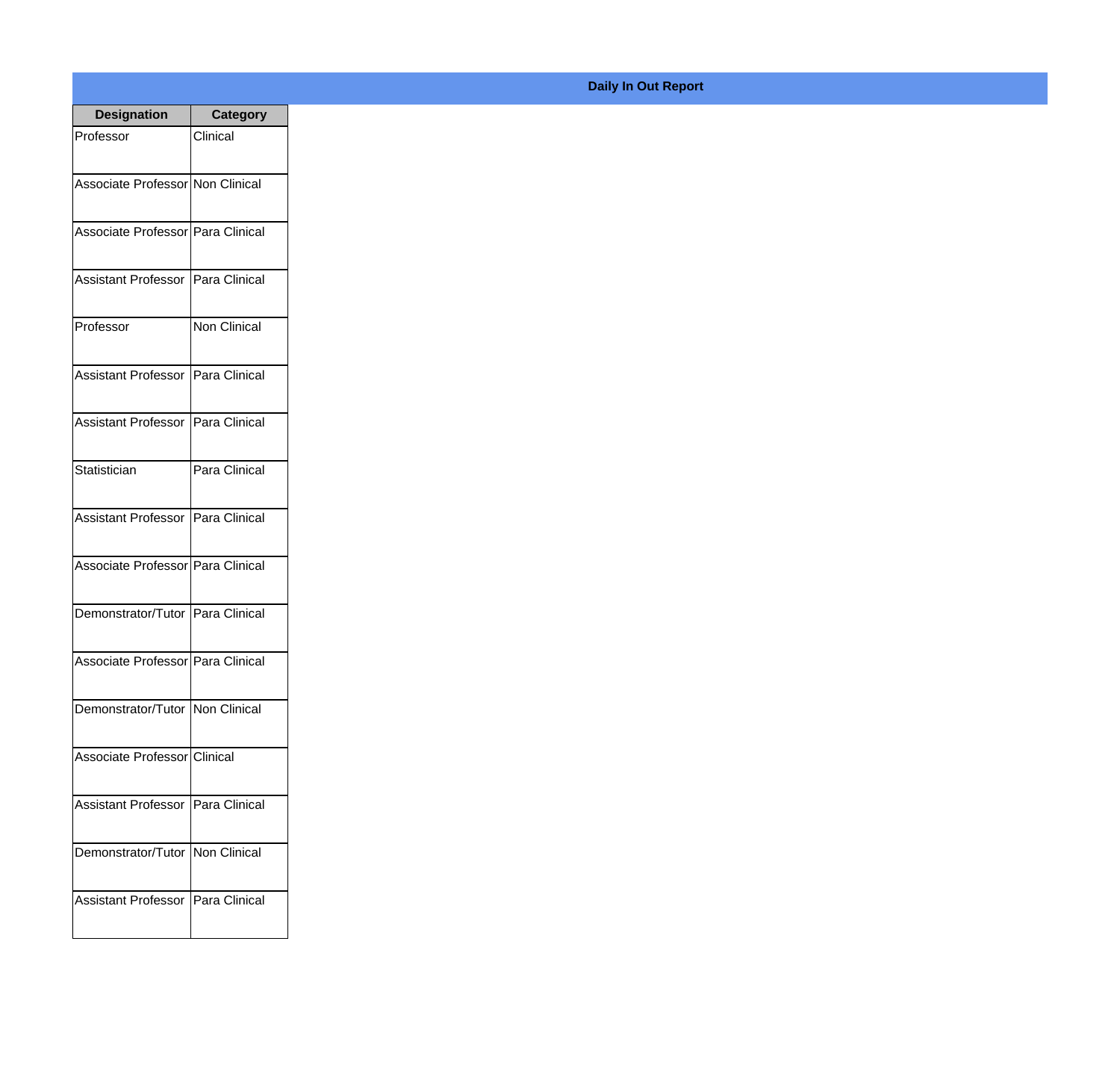**Daily In Out Report**

| Designation | Category |
|---|---|
| Professor | Clinical |
| Associate Professor | Non Clinical |
| Associate Professor | Para Clinical |
| Assistant Professor | Para Clinical |
| Professor | Non Clinical |
| Assistant Professor | Para Clinical |
| Assistant Professor | Para Clinical |
| Statistician | Para Clinical |
| Assistant Professor | Para Clinical |
| Associate Professor | Para Clinical |
| Demonstrator/Tutor | Para Clinical |
| Associate Professor | Para Clinical |
| Demonstrator/Tutor | Non Clinical |
| Associate Professor | Clinical |
| Assistant Professor | Para Clinical |
| Demonstrator/Tutor | Non Clinical |
| Assistant Professor | Para Clinical |